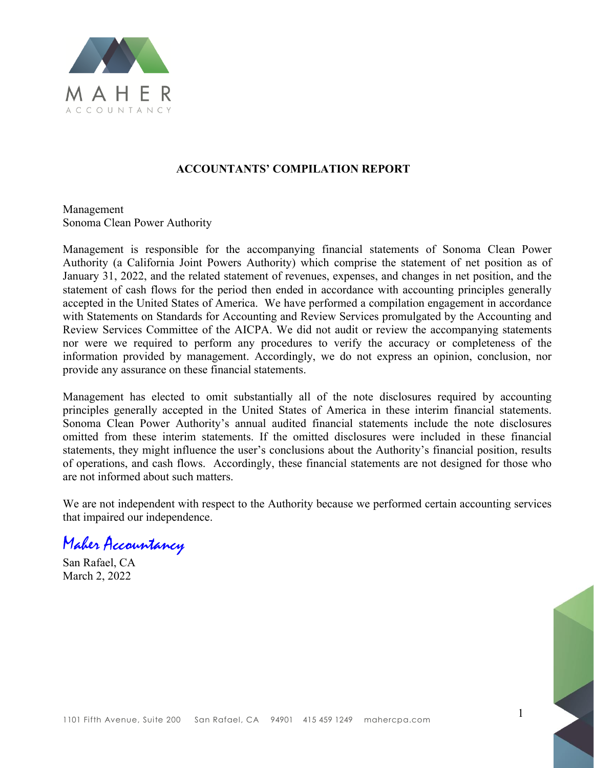MAHER
ACCOUNTANCY

## ACCOUNTANTS' COMPILATION REPORT

Management
Sonoma Clean Power Authority

Management is responsible for the accompanying financial statements of Sonoma Clean Power Authority (a California Joint Powers Authority) which comprise the statement of net position as of January 31, 2022, and the related statement of revenues, expenses, and changes in net position, and the statement of cash flows for the period then ended in accordance with accounting principles generally accepted in the United States of America. We have performed a compilation engagement in accordance with Statements on Standards for Accounting and Review Services promulgated by the Accounting and Review Services Committee of the AICPA. We did not audit or review the accompanying statements nor were we required to perform any procedures to verify the accuracy or completeness of the information provided by management. Accordingly, we do not express an opinion, conclusion, nor provide any assurance on these financial statements.

Management has elected to omit substantially all of the note disclosures required by accounting principles generally accepted in the United States of America in these interim financial statements. Sonoma Clean Power Authority's annual audited financial statements include the note disclosures omitted from these interim statements. If the omitted disclosures were included in these financial statements, they might influence the user's conclusions about the Authority's financial position, results of operations, and cash flows. Accordingly, these financial statements are not designed for those who are not informed about such matters.

We are not independent with respect to the Authority because we performed certain accounting services that impaired our independence.

*Maher Accountancy*

San Rafael, CA
March 2, 2022

1101 Fifth Avenue, Suite 200 San Rafael, CA 94901 415 459 1249 mahercpa.com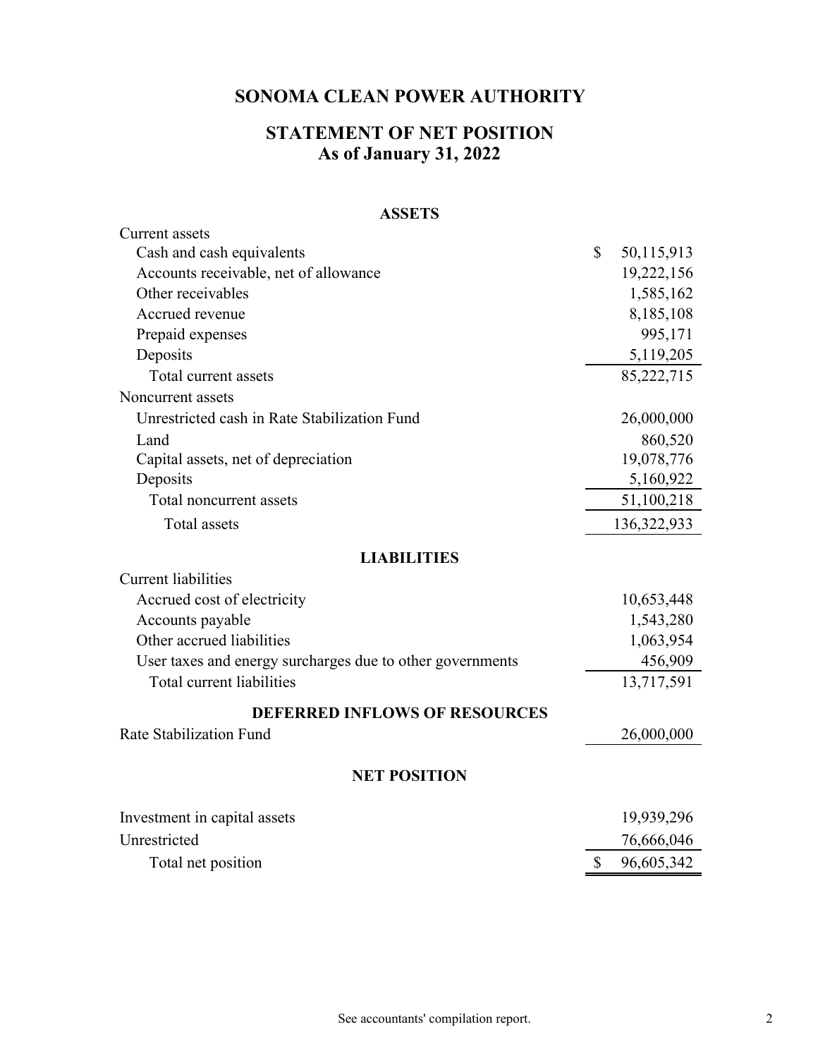# SONOMA CLEAN POWER AUTHORITY

## STATEMENT OF NET POSITION
## As of January 31, 2022

| | |
|---|---|
| **ASSETS** | |
| Current assets | |
| Cash and cash equivalents | $ 50,115,913 |
| Accounts receivable, net of allowance | 19,222,156 |
| Other receivables | 1,585,162 |
| Accrued revenue | 8,185,108 |
| Prepaid expenses | 995,171 |
| Deposits | 5,119,205 |
| Total current assets | 85,222,715 |
| Noncurrent assets | |
| Unrestricted cash in Rate Stabilization Fund | 26,000,000 |
| Land | 860,520 |
| Capital assets, net of depreciation | 19,078,776 |
| Deposits | 5,160,922 |
| Total noncurrent assets | 51,100,218 |
| Total assets | 136,322,933 |
| **LIABILITIES** | |
| Current liabilities | |
| Accrued cost of electricity | 10,653,448 |
| Accounts payable | 1,543,280 |
| Other accrued liabilities | 1,063,954 |
| User taxes and energy surcharges due to other governments | 456,909 |
| Total current liabilities | 13,717,591 |
| **DEFERRED INFLOWS OF RESOURCES** | |
| Rate Stabilization Fund | 26,000,000 |
| **NET POSITION** | |
| Investment in capital assets | 19,939,296 |
| Unrestricted | 76,666,046 |
| Total net position | $ 96,605,342 |

See accountants' compilation report.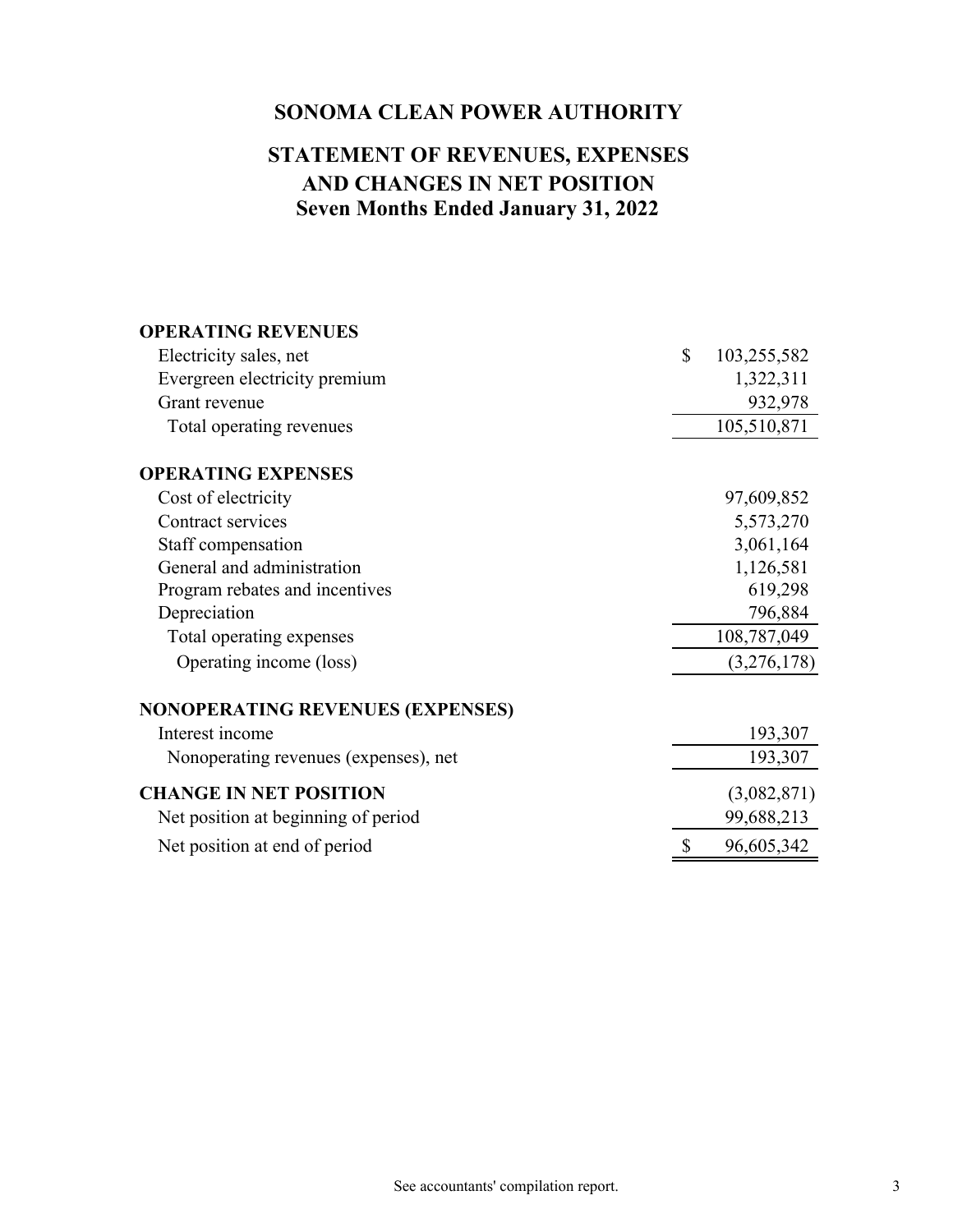# SONOMA CLEAN POWER AUTHORITY

## STATEMENT OF REVENUES, EXPENSES AND CHANGES IN NET POSITION
## Seven Months Ended January 31, 2022

| | |
|---|---|
| **OPERATING REVENUES** | |
| Electricity sales, net | $ 103,255,582 |
| Evergreen electricity premium | 1,322,311 |
| Grant revenue | 932,978 |
| Total operating revenues | 105,510,871 |
| **OPERATING EXPENSES** | |
| Cost of electricity | 97,609,852 |
| Contract services | 5,573,270 |
| Staff compensation | 3,061,164 |
| General and administration | 1,126,581 |
| Program rebates and incentives | 619,298 |
| Depreciation | 796,884 |
| Total operating expenses | 108,787,049 |
| Operating income (loss) | (3,276,178) |
| **NONOPERATING REVENUES (EXPENSES)** | |
| Interest income | 193,307 |
| Nonoperating revenues (expenses), net | 193,307 |
| **CHANGE IN NET POSITION** | (3,082,871) |
| Net position at beginning of period | 99,688,213 |
| Net position at end of period | $ 96,605,342 |

See accountants' compilation report.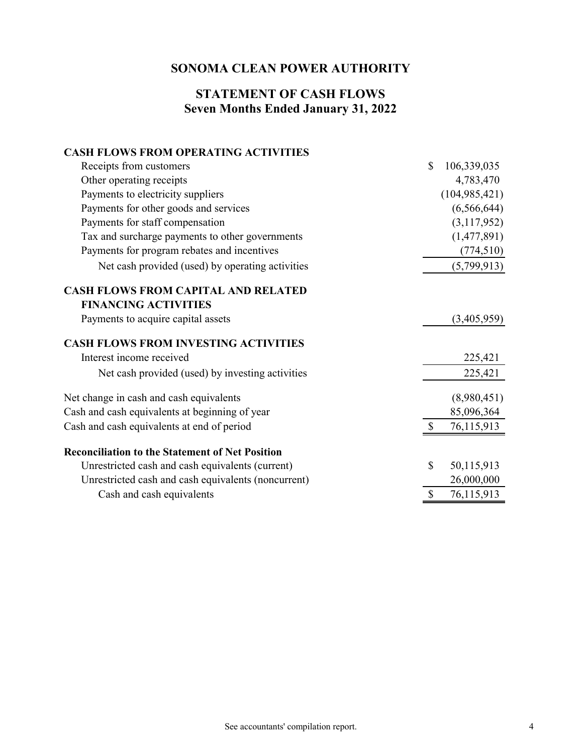# SONOMA CLEAN POWER AUTHORITY

## STATEMENT OF CASH FLOWS
## Seven Months Ended January 31, 2022

| | |
|---|---|
| **CASH FLOWS FROM OPERATING ACTIVITIES** | |
| Receipts from customers | $ 106,339,035 |
| Other operating receipts | 4,783,470 |
| Payments to electricity suppliers | (104,985,421) |
| Payments for other goods and services | (6,566,644) |
| Payments for staff compensation | (3,117,952) |
| Tax and surcharge payments to other governments | (1,477,891) |
| Payments for program rebates and incentives | (774,510) |
| Net cash provided (used) by operating activities | (5,799,913) |
| **CASH FLOWS FROM CAPITAL AND RELATED FINANCING ACTIVITIES** | |
| Payments to acquire capital assets | (3,405,959) |
| **CASH FLOWS FROM INVESTING ACTIVITIES** | |
| Interest income received | 225,421 |
| Net cash provided (used) by investing activities | 225,421 |
| Net change in cash and cash equivalents | (8,980,451) |
| Cash and cash equivalents at beginning of year | 85,096,364 |
| Cash and cash equivalents at end of period | $ 76,115,913 |
| **Reconciliation to the Statement of Net Position** | |
| Unrestricted cash and cash equivalents (current) | $ 50,115,913 |
| Unrestricted cash and cash equivalents (noncurrent) | 26,000,000 |
| Cash and cash equivalents | $ 76,115,913 |

See accountants' compilation report.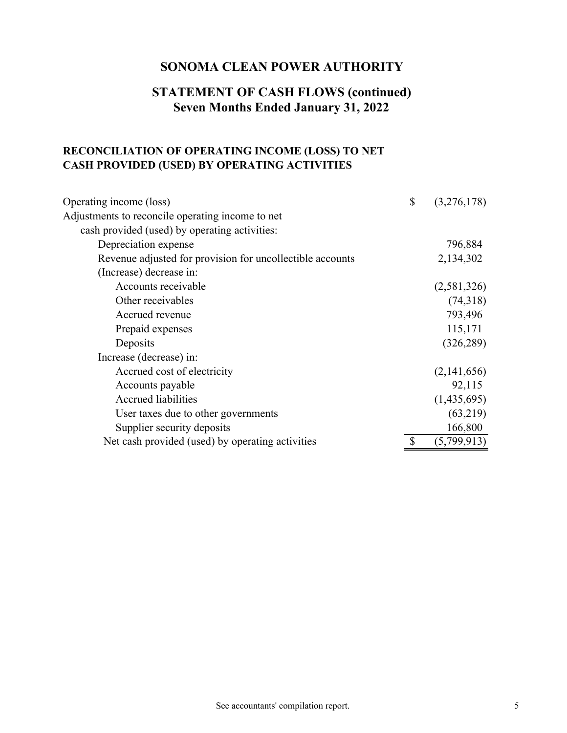# SONOMA CLEAN POWER AUTHORITY

## STATEMENT OF CASH FLOWS (continued)
## Seven Months Ended January 31, 2022

### RECONCILIATION OF OPERATING INCOME (LOSS) TO NET CASH PROVIDED (USED) BY OPERATING ACTIVITIES

| | |
|---|---|
| Operating income (loss) | $ (3,276,178) |
| Adjustments to reconcile operating income to net cash provided (used) by operating activities: | |
| Depreciation expense | 796,884 |
| Revenue adjusted for provision for uncollectible accounts | 2,134,302 |
| (Increase) decrease in: | |
| Accounts receivable | (2,581,326) |
| Other receivables | (74,318) |
| Accrued revenue | 793,496 |
| Prepaid expenses | 115,171 |
| Deposits | (326,289) |
| Increase (decrease) in: | |
| Accrued cost of electricity | (2,141,656) |
| Accounts payable | 92,115 |
| Accrued liabilities | (1,435,695) |
| User taxes due to other governments | (63,219) |
| Supplier security deposits | 166,800 |
| Net cash provided (used) by operating activities | $ (5,799,913) |

See accountants' compilation report.